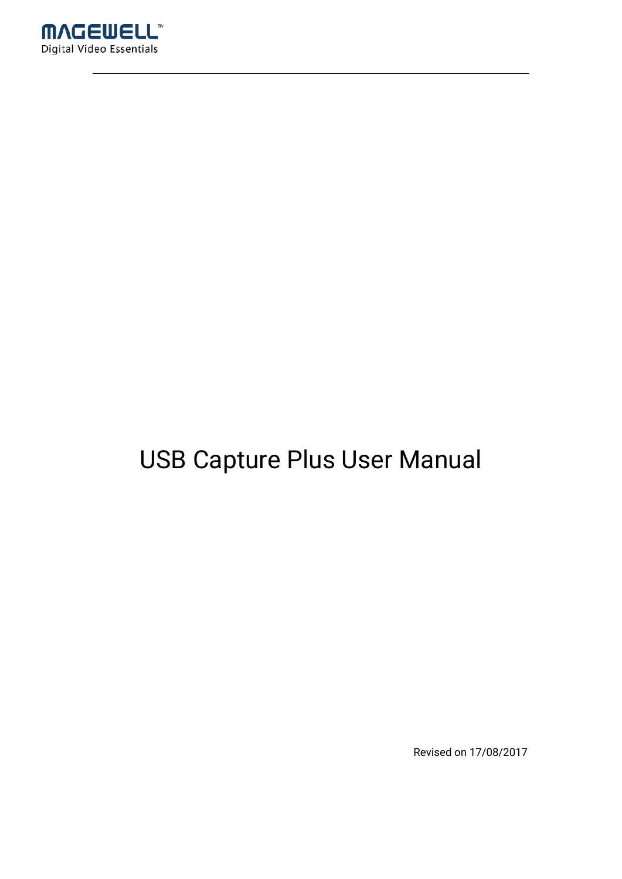MAGEWELL™
Digital Video Essentials

# USB Capture Plus User Manual

Revised on 17/08/2017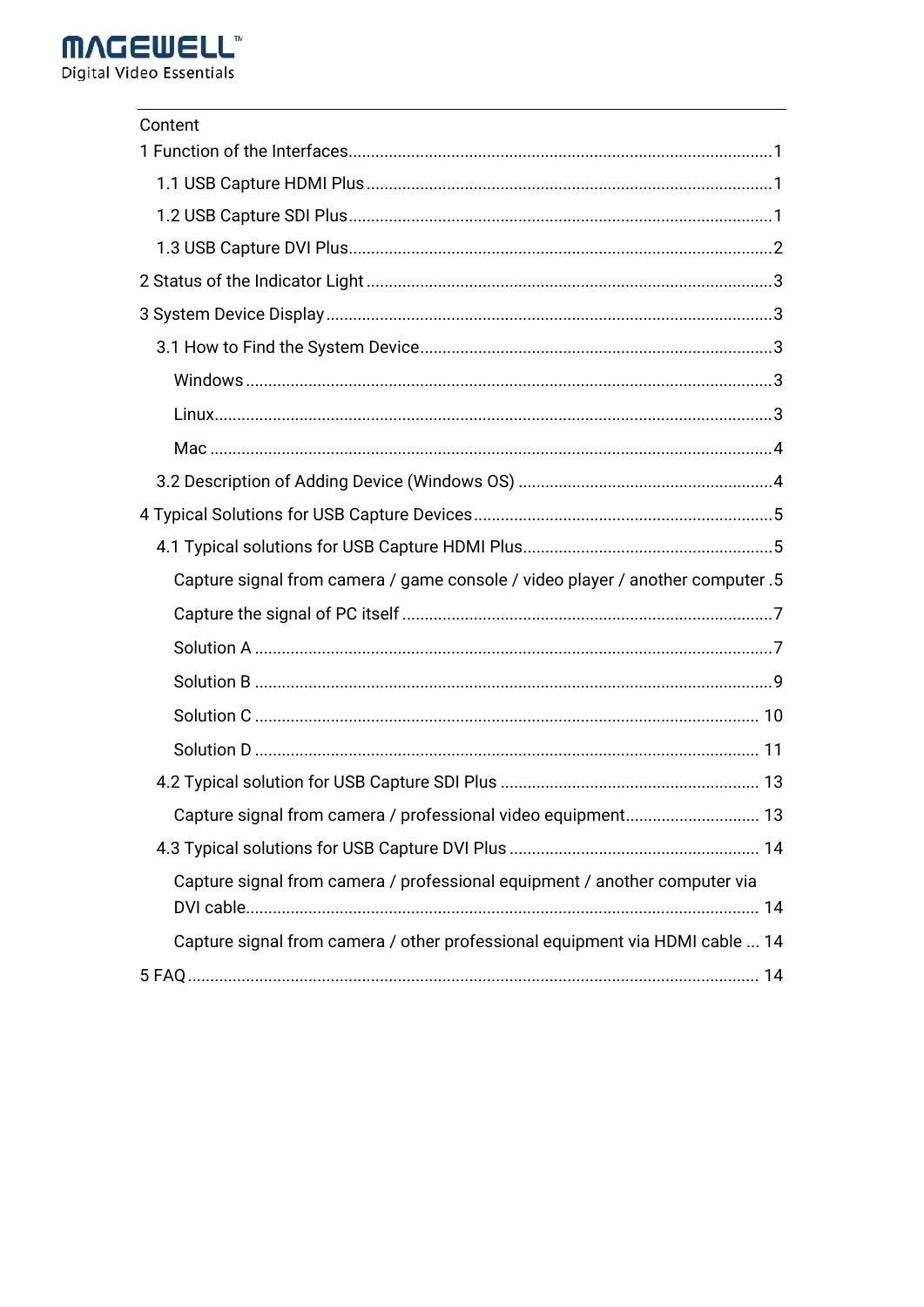Content

1 Function of the Interfaces....................................................................................1

- 1.1 USB Capture HDMI Plus ...........................................................................1
- 1.2 USB Capture SDI Plus................................................................................1
- 1.3 USB Capture DVI Plus................................................................................2

2 Status of the Indicator Light ...........................................................................3

3 System Device Display .....................................................................................3

- 3.1 How to Find the System Device................................................................3
  - Windows .......................................................................................................3
  - Linux.............................................................................................................3
  - Mac ..............................................................................................................4
- 3.2 Description of Adding Device (Windows OS) ..........................................4

4 Typical Solutions for USB Capture Devices....................................................5

- 4.1 Typical solutions for USB Capture HDMI Plus........................................5
  - Capture signal from camera / game console / video player / another computer .5
  - Capture the signal of PC itself ...................................................................7
  - Solution A ....................................................................................................7
  - Solution B ....................................................................................................9
  - Solution C .................................................................................................. 10
  - Solution D .................................................................................................. 11
- 4.2 Typical solution for USB Capture SDI Plus .......................................... 13
  - Capture signal from camera / professional video equipment.............................. 13
- 4.3 Typical solutions for USB Capture DVI Plus ........................................ 14
  - Capture signal from camera / professional equipment / another computer via DVI cable................................................................................................. 14
  - Capture signal from camera / other professional equipment via HDMI cable ... 14

5 FAQ ............................................................................................................. 14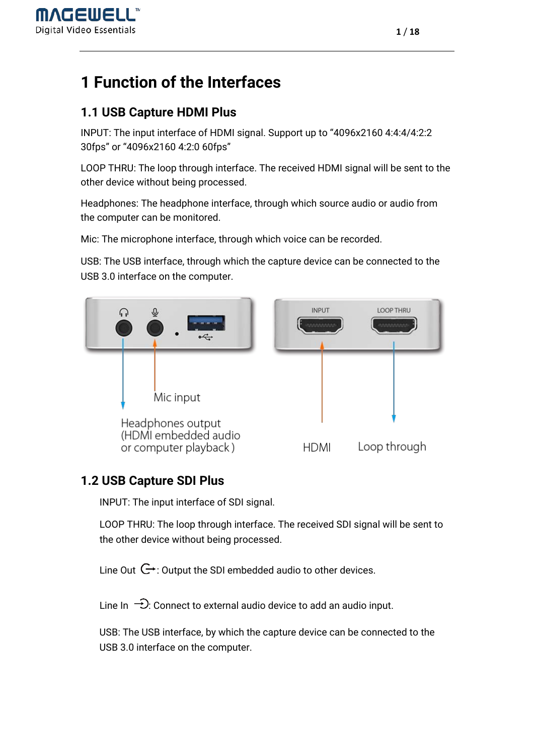# 1 Function of the Interfaces

## 1.1 USB Capture HDMI Plus

INPUT: The input interface of HDMI signal. Support up to “4096x2160 4:4:4/4:2:2 30fps” or “4096x2160 4:2:0 60fps”

LOOP THRU: The loop through interface. The received HDMI signal will be sent to the other device without being processed.

Headphones: The headphone interface, through which source audio or audio from the computer can be monitored.

Mic: The microphone interface, through which voice can be recorded.

USB: The USB interface, through which the capture device can be connected to the USB 3.0 interface on the computer.

INPUT

LOOP THRU

Mic input

Headphones output
(HDMI embedded audio
or computer playback )

HDMI

Loop through

## 1.2 USB Capture SDI Plus

INPUT: The input interface of SDI signal.

LOOP THRU: The loop through interface. The received SDI signal will be sent to the other device without being processed.

Line Out: Output the SDI embedded audio to other devices.

Line In: Connect to external audio device to add an audio input.

USB: The USB interface, by which the capture device can be connected to the USB 3.0 interface on the computer.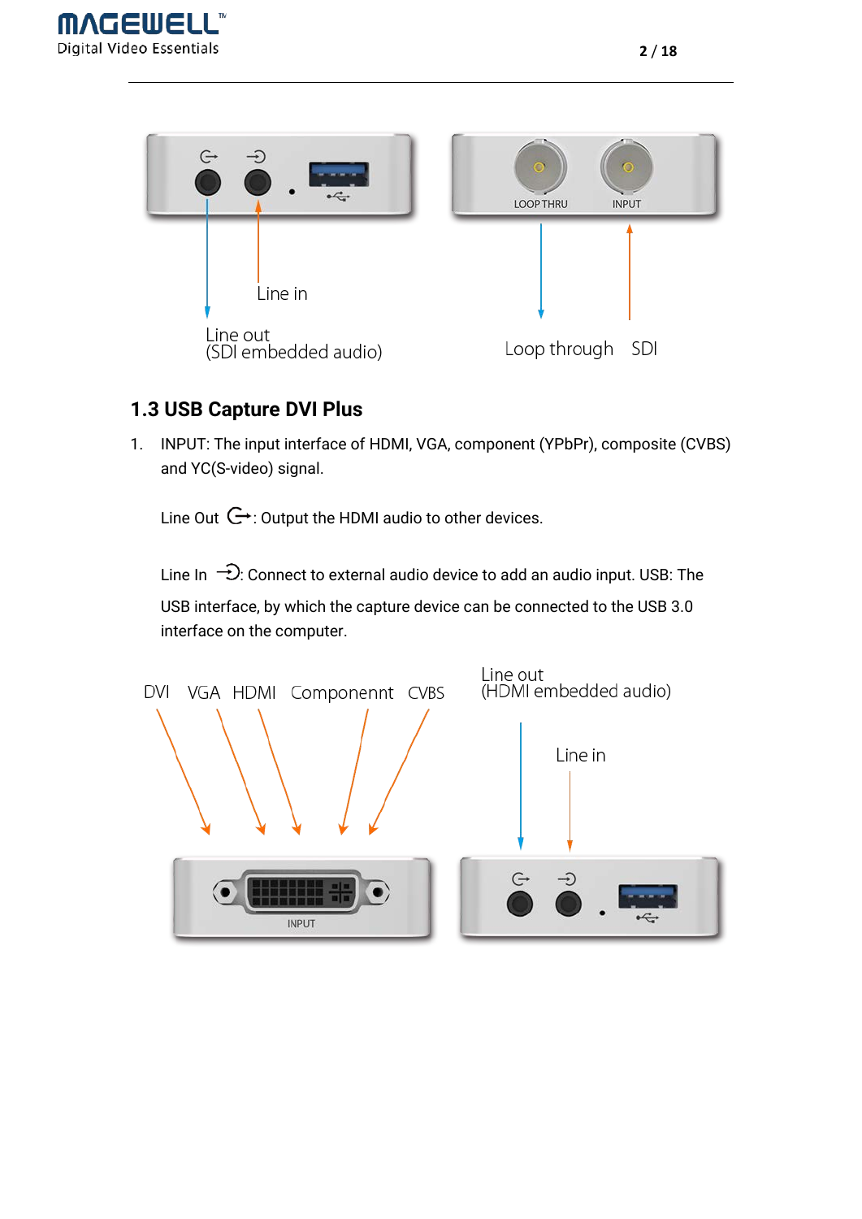Line in

Line out
(SDI embedded audio)

Loop through   SDI

### 1.3 USB Capture DVI Plus

1. INPUT: The input interface of HDMI, VGA, component (YPbPr), composite (CVBS) and YC(S-video) signal.

   Line Out : Output the HDMI audio to other devices.

   Line In : Connect to external audio device to add an audio input. USB: The USB interface, by which the capture device can be connected to the USB 3.0 interface on the computer.

DVI   VGA   HDMI   Componennt   CVBS

Line out
(HDMI embedded audio)

Line in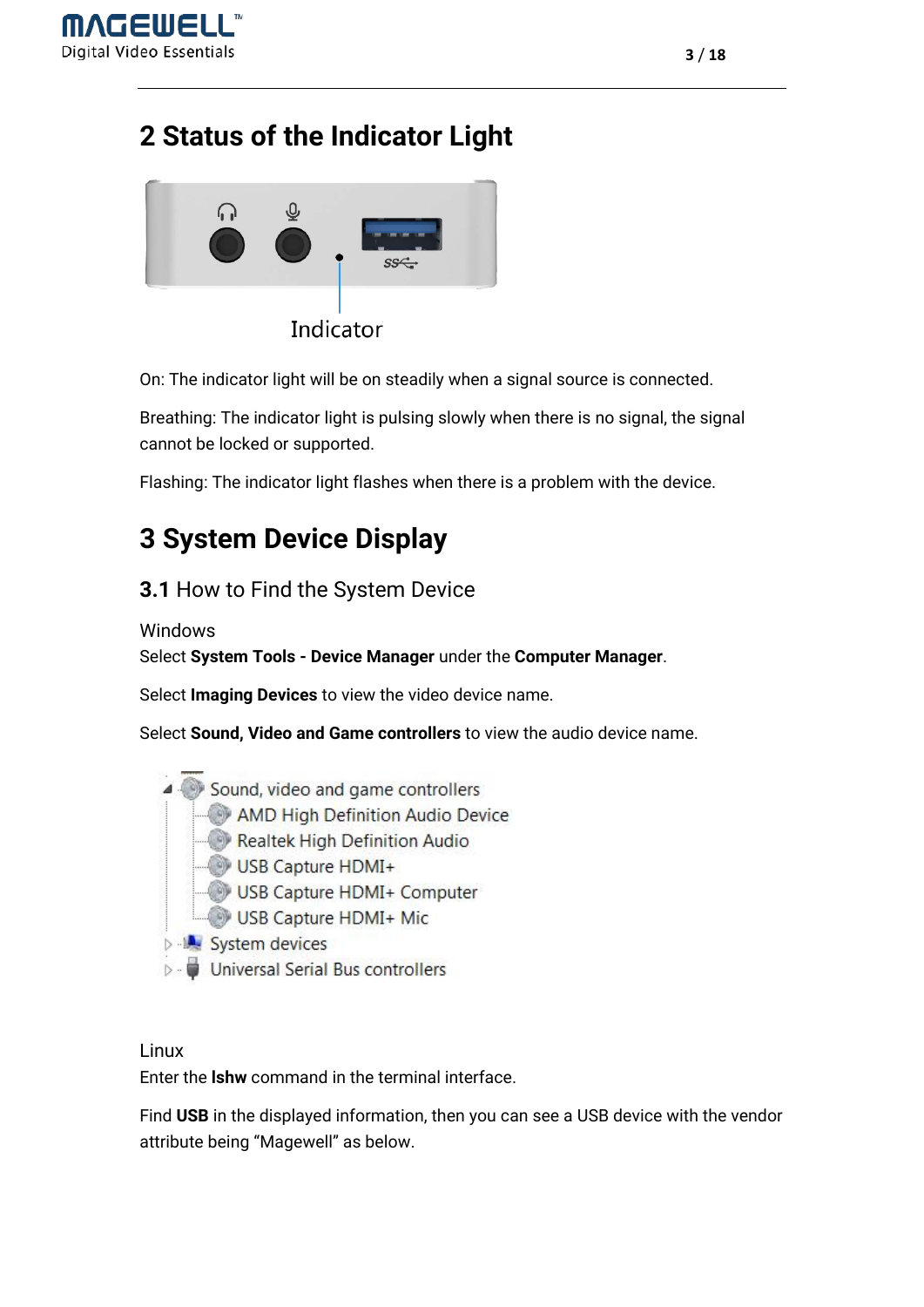# 2 Status of the Indicator Light

Indicator

On: The indicator light will be on steadily when a signal source is connected.

Breathing: The indicator light is pulsing slowly when there is no signal, the signal cannot be locked or supported.

Flashing: The indicator light flashes when there is a problem with the device.

# 3 System Device Display

## 3.1 How to Find the System Device

Windows

Select **System Tools - Device Manager** under the **Computer Manager**.

Select **Imaging Devices** to view the video device name.

Select **Sound, Video and Game controllers** to view the audio device name.

- Sound, video and game controllers
  - AMD High Definition Audio Device
  - Realtek High Definition Audio
  - USB Capture HDMI+
  - USB Capture HDMI+ Computer
  - USB Capture HDMI+ Mic
- System devices
- Universal Serial Bus controllers

Linux

Enter the **lshw** command in the terminal interface.

Find **USB** in the displayed information, then you can see a USB device with the vendor attribute being "Magewell" as below.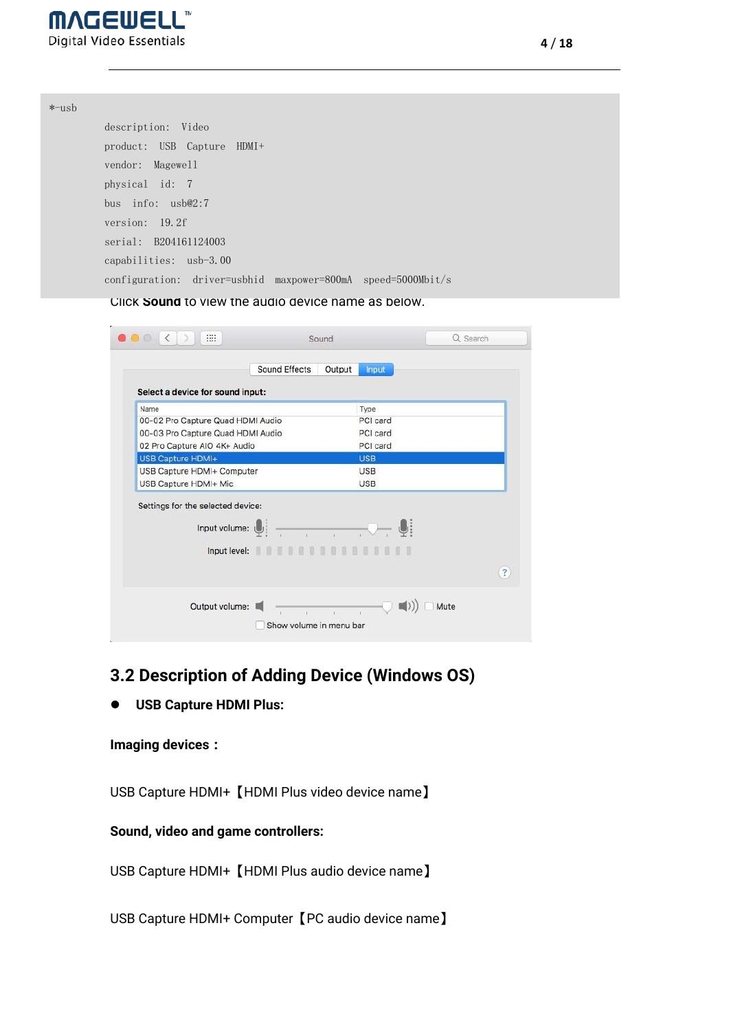```
*-usb
        description:  Video
        product:  USB  Capture  HDMI+
        vendor:  Magewell
        physical  id:  7
        bus  info:  usb@2:7
        version:  19.2f
        serial:  B204161124003
        capabilities:  usb-3.00
        configuration:  driver=usbhid  maxpower=800mA  speed=5000Mbit/s
```

Click **Sound** to view the audio device name as below.

Sound

Search

Sound Effects | Output | Input

**Select a device for sound input:**

| Name | Type |
|---|---|
| 00-02 Pro Capture Quad HDMI Audio | PCI card |
| 00-03 Pro Capture Quad HDMI Audio | PCI card |
| 02 Pro Capture AIO 4K+ Audio | PCI card |
| USB Capture HDMI+ | USB |
| USB Capture HDMI+ Computer | USB |
| USB Capture HDMI+ Mic | USB |

Settings for the selected device:

Input volume:

Input level:

Output volume:

Mute

Show volume in menu bar

## 3.2 Description of Adding Device (Windows OS)

- **USB Capture HDMI Plus:**

**Imaging devices：**

USB Capture HDMI+【HDMI Plus video device name】

**Sound, video and game controllers:**

USB Capture HDMI+【HDMI Plus audio device name】

USB Capture HDMI+ Computer【PC audio device name】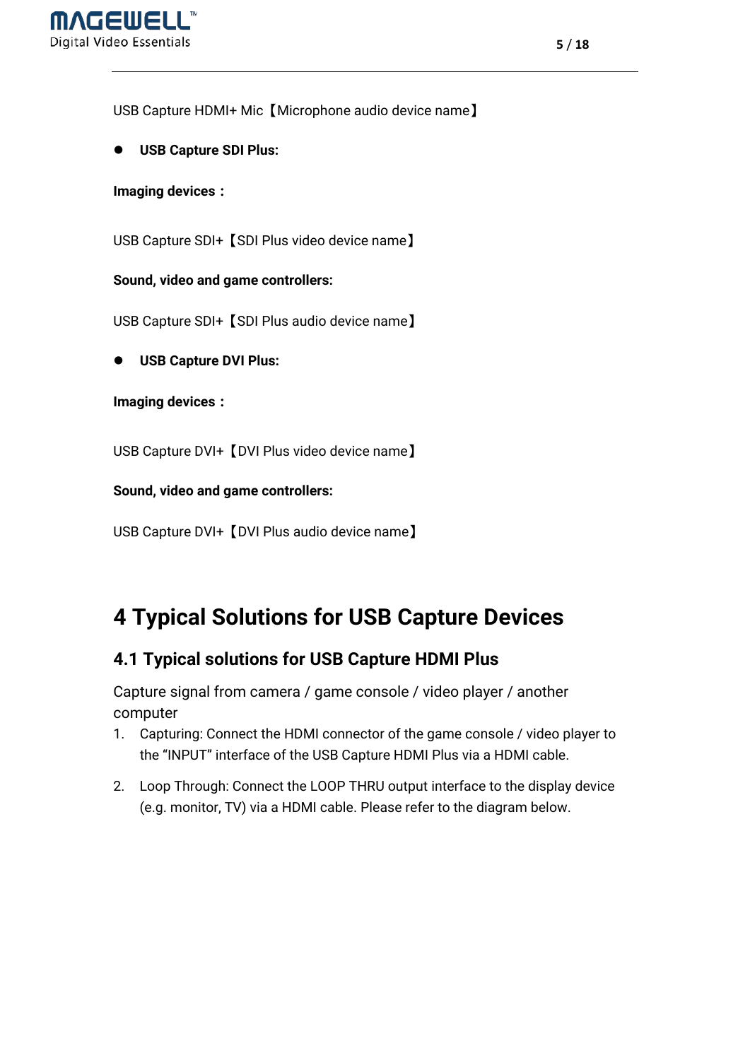USB Capture HDMI+ Mic【Microphone audio device name】

- **USB Capture SDI Plus:**

**Imaging devices：**

USB Capture SDI+【SDI Plus video device name】

**Sound, video and game controllers:**

USB Capture SDI+【SDI Plus audio device name】

- **USB Capture DVI Plus:**

**Imaging devices：**

USB Capture DVI+【DVI Plus video device name】

**Sound, video and game controllers:**

USB Capture DVI+【DVI Plus audio device name】

# 4 Typical Solutions for USB Capture Devices

## 4.1 Typical solutions for USB Capture HDMI Plus

Capture signal from camera / game console / video player / another computer

1. Capturing: Connect the HDMI connector of the game console / video player to the “INPUT” interface of the USB Capture HDMI Plus via a HDMI cable.
2. Loop Through: Connect the LOOP THRU output interface to the display device (e.g. monitor, TV) via a HDMI cable. Please refer to the diagram below.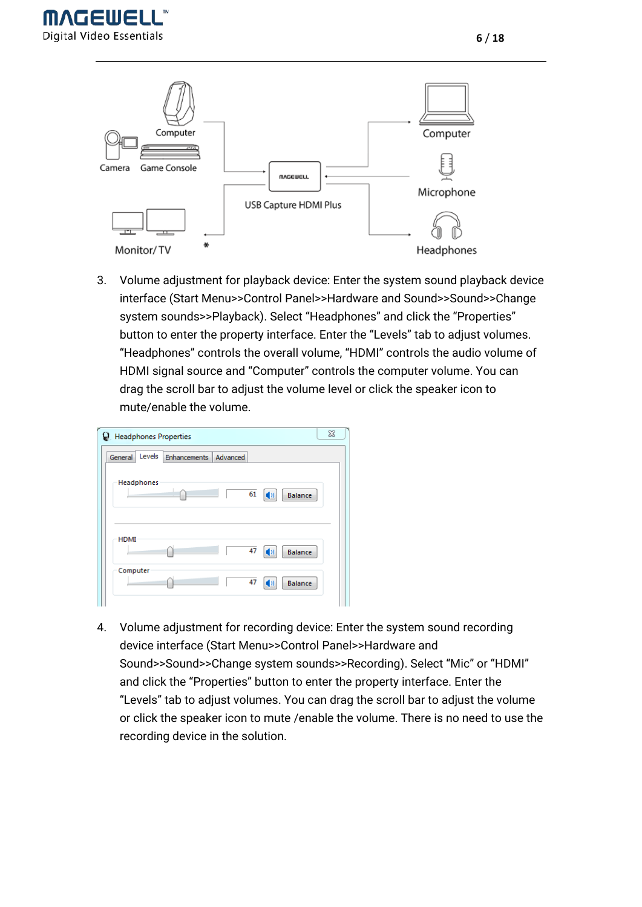Computer

Camera Game Console

Computer

USB Capture HDMI Plus

Microphone

Monitor/ TV

*

Headphones

3. Volume adjustment for playback device: Enter the system sound playback device interface (Start Menu>>Control Panel>>Hardware and Sound>>Sound>>Change system sounds>>Playback). Select "Headphones" and click the "Properties" button to enter the property interface. Enter the "Levels" tab to adjust volumes. "Headphones" controls the overall volume, "HDMI" controls the audio volume of HDMI signal source and "Computer" controls the computer volume. You can drag the scroll bar to adjust the volume level or click the speaker icon to mute/enable the volume.

Headphones Properties

General | Levels | Enhancements | Advanced

Headphones 61 Balance

HDMI 47 Balance

Computer 47 Balance

4. Volume adjustment for recording device: Enter the system sound recording device interface (Start Menu>>Control Panel>>Hardware and Sound>>Sound>>Change system sounds>>Recording). Select "Mic" or "HDMI" and click the "Properties" button to enter the property interface. Enter the "Levels" tab to adjust volumes. You can drag the scroll bar to adjust the volume or click the speaker icon to mute /enable the volume. There is no need to use the recording device in the solution.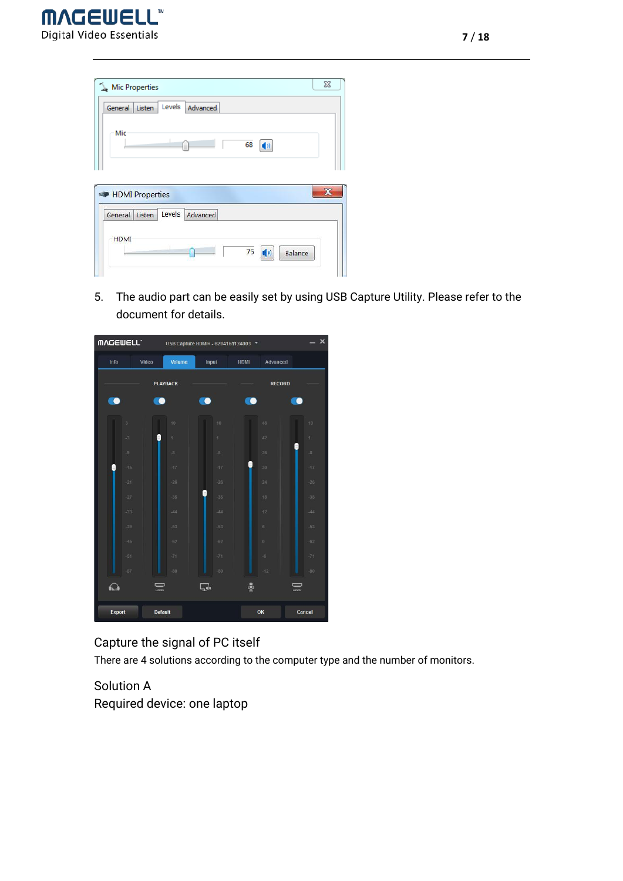Mic Properties

General | Listen | Levels | Advanced

Mic

68

HDMI Properties

General | Listen | Levels | Advanced

HDMI

75

Balance

5. The audio part can be easily set by using USB Capture Utility. Please refer to the document for details.

MAGEWELL USB Capture HDMI+ - B204161124003

Info | Video | Volume | Input | HDMI | Advanced

PLAYBACK

RECORD

Export | Default | OK | Cancel

## Capture the signal of PC itself

There are 4 solutions according to the computer type and the number of monitors.

### Solution A

Required device: one laptop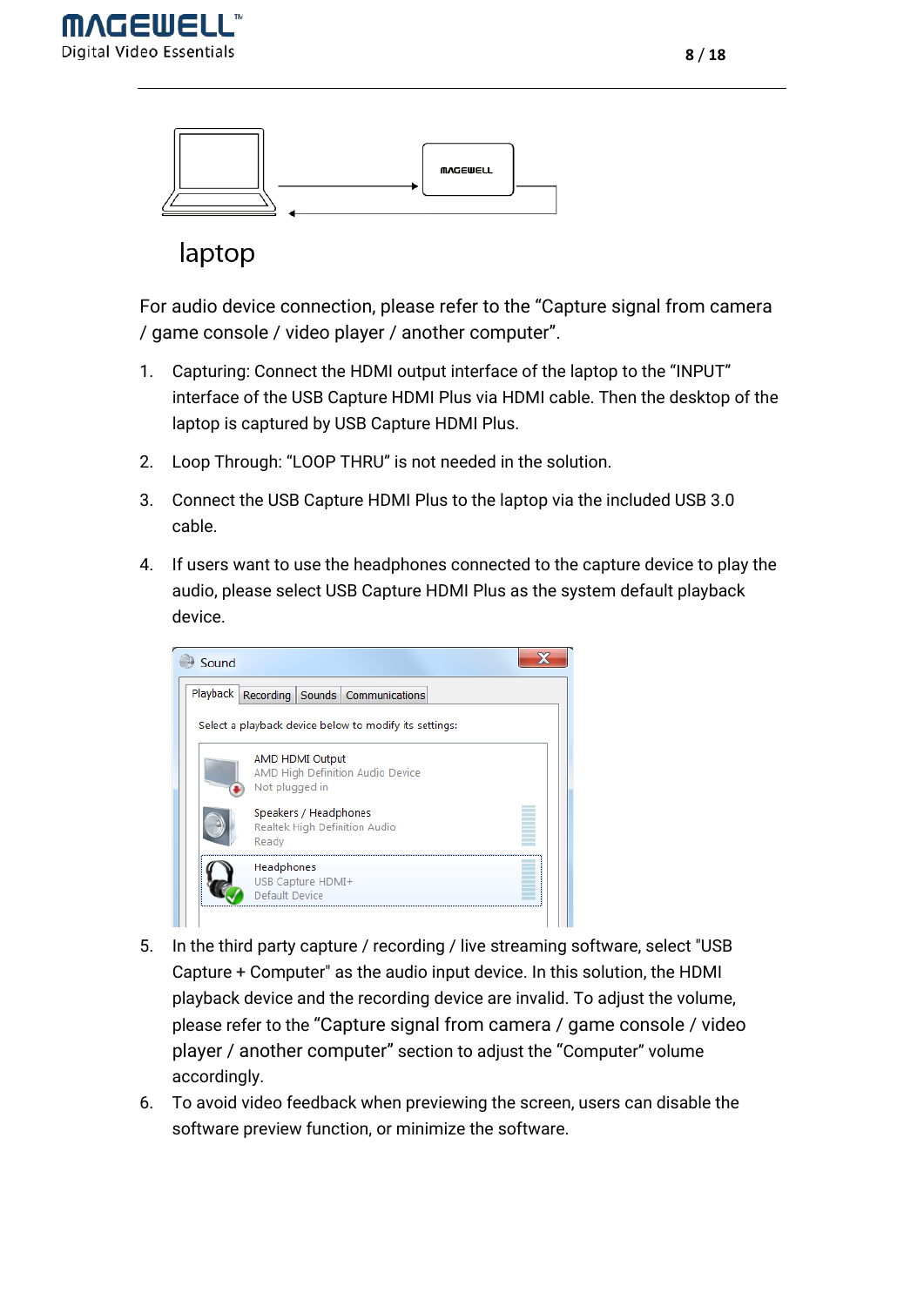laptop

For audio device connection, please refer to the “Capture signal from camera / game console / video player / another computer”.

1. Capturing: Connect the HDMI output interface of the laptop to the “INPUT” interface of the USB Capture HDMI Plus via HDMI cable. Then the desktop of the laptop is captured by USB Capture HDMI Plus.
2. Loop Through: “LOOP THRU” is not needed in the solution.
3. Connect the USB Capture HDMI Plus to the laptop via the included USB 3.0 cable.
4. If users want to use the headphones connected to the capture device to play the audio, please select USB Capture HDMI Plus as the system default playback device.

Sound

Playback | Recording | Sounds | Communications

Select a playback device below to modify its settings:

AMD HDMI Output
AMD High Definition Audio Device
Not plugged in

Speakers / Headphones
Realtek High Definition Audio
Ready

Headphones
USB Capture HDMI+
Default Device

5. In the third party capture / recording / live streaming software, select "USB Capture + Computer" as the audio input device. In this solution, the HDMI playback device and the recording device are invalid. To adjust the volume, please refer to the “Capture signal from camera / game console / video player / another computer” section to adjust the “Computer” volume accordingly.
6. To avoid video feedback when previewing the screen, users can disable the software preview function, or minimize the software.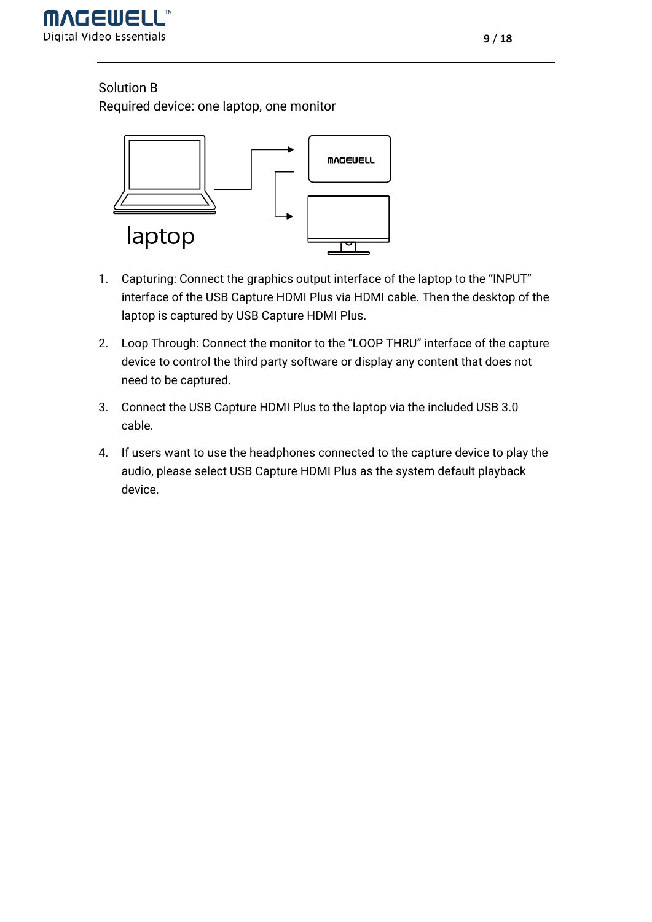Solution B

Required device: one laptop, one monitor

laptop

1. Capturing: Connect the graphics output interface of the laptop to the “INPUT” interface of the USB Capture HDMI Plus via HDMI cable. Then the desktop of the laptop is captured by USB Capture HDMI Plus.
2. Loop Through: Connect the monitor to the “LOOP THRU” interface of the capture device to control the third party software or display any content that does not need to be captured.
3. Connect the USB Capture HDMI Plus to the laptop via the included USB 3.0 cable.
4. If users want to use the headphones connected to the capture device to play the audio, please select USB Capture HDMI Plus as the system default playback device.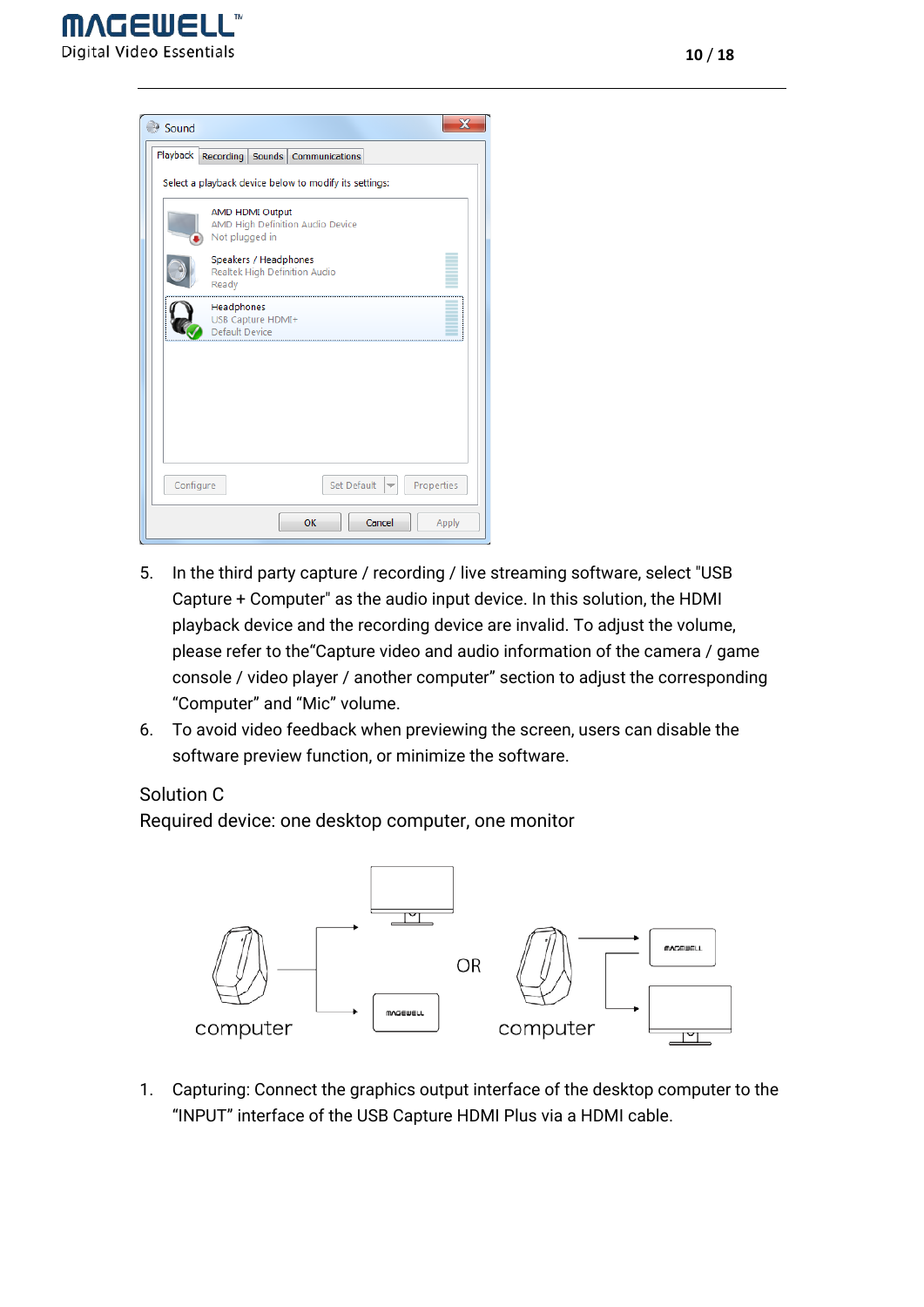5. In the third party capture / recording / live streaming software, select "USB Capture + Computer" as the audio input device. In this solution, the HDMI playback device and the recording device are invalid. To adjust the volume, please refer to the“Capture video and audio information of the camera / game console / video player / another computer” section to adjust the corresponding “Computer” and “Mic” volume.
6. To avoid video feedback when previewing the screen, users can disable the software preview function, or minimize the software.

Solution C

Required device: one desktop computer, one monitor

1. Capturing: Connect the graphics output interface of the desktop computer to the “INPUT” interface of the USB Capture HDMI Plus via a HDMI cable.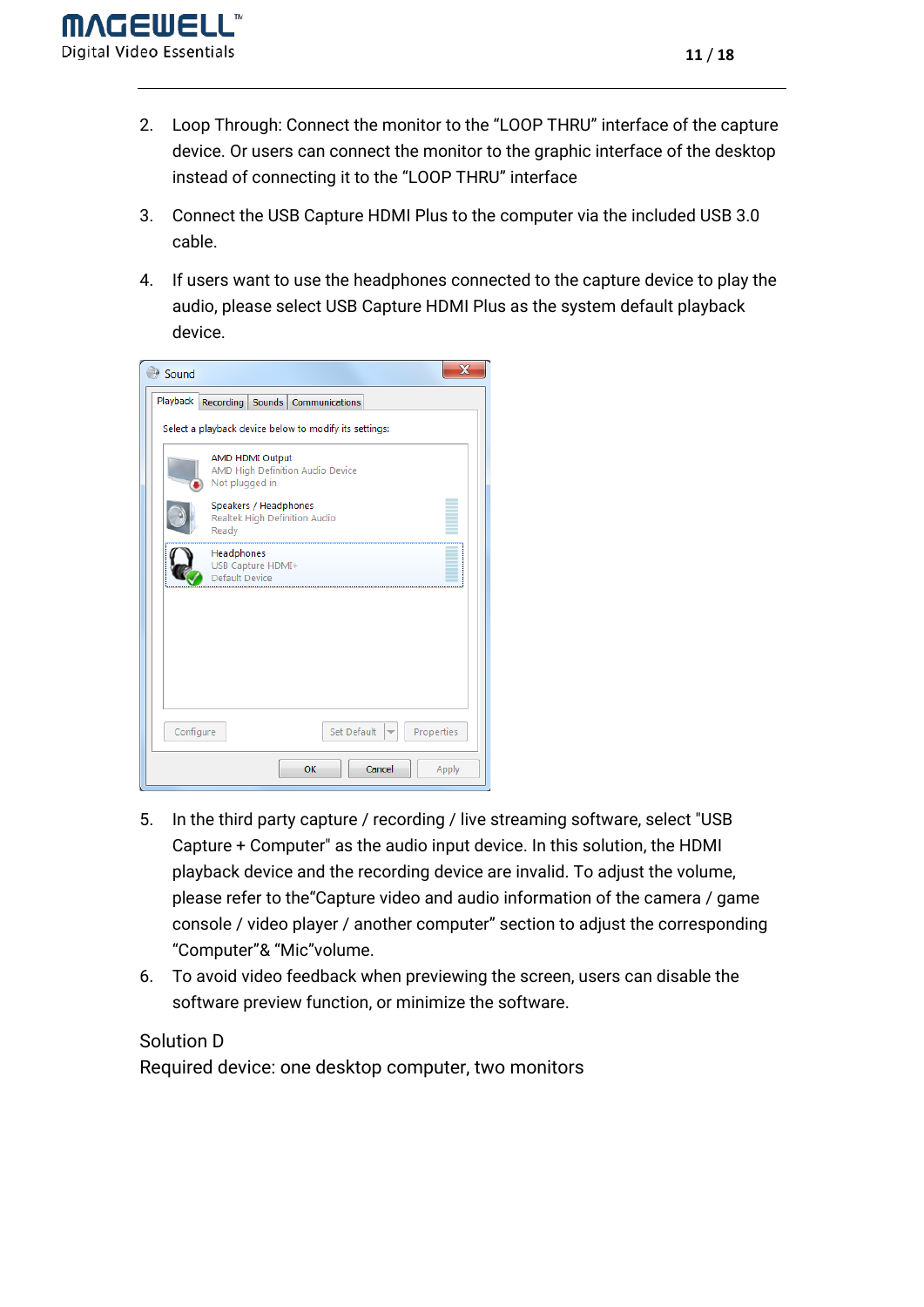2. Loop Through: Connect the monitor to the “LOOP THRU” interface of the capture device. Or users can connect the monitor to the graphic interface of the desktop instead of connecting it to the “LOOP THRU” interface
3. Connect the USB Capture HDMI Plus to the computer via the included USB 3.0 cable.
4. If users want to use the headphones connected to the capture device to play the audio, please select USB Capture HDMI Plus as the system default playback device.
5. In the third party capture / recording / live streaming software, select "USB Capture + Computer" as the audio input device. In this solution, the HDMI playback device and the recording device are invalid. To adjust the volume, please refer to the“Capture video and audio information of the camera / game console / video player / another computer” section to adjust the corresponding “Computer”& “Mic”volume.
6. To avoid video feedback when previewing the screen, users can disable the software preview function, or minimize the software.

Solution D

Required device: one desktop computer, two monitors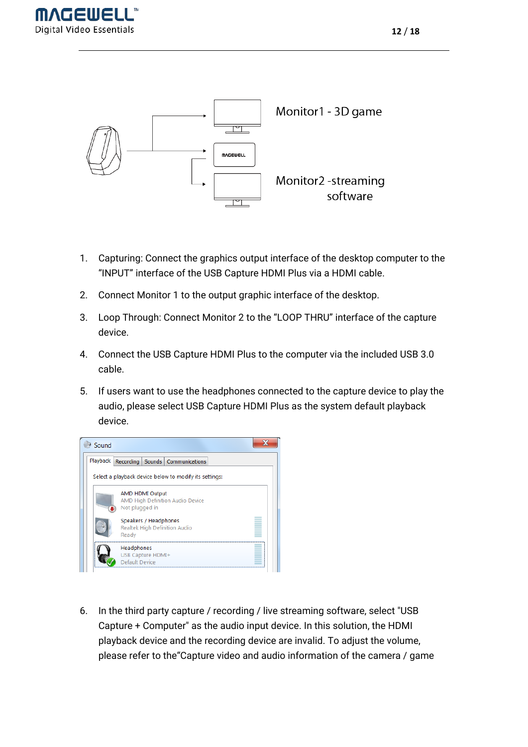Monitor1 - 3D game

Monitor2 -streaming software

1. Capturing: Connect the graphics output interface of the desktop computer to the "INPUT" interface of the USB Capture HDMI Plus via a HDMI cable.
2. Connect Monitor 1 to the output graphic interface of the desktop.
3. Loop Through: Connect Monitor 2 to the "LOOP THRU" interface of the capture device.
4. Connect the USB Capture HDMI Plus to the computer via the included USB 3.0 cable.
5. If users want to use the headphones connected to the capture device to play the audio, please select USB Capture HDMI Plus as the system default playback device.

Sound

Playback | Recording | Sounds | Communications

Select a playback device below to modify its settings:

AMD HDMI Output
AMD High Definition Audio Device
Not plugged in

Speakers / Headphones
Realtek High Definition Audio
Ready

Headphones
USB Capture HDMI+
Default Device

6. In the third party capture / recording / live streaming software, select "USB Capture + Computer" as the audio input device. In this solution, the HDMI playback device and the recording device are invalid. To adjust the volume, please refer to the"Capture video and audio information of the camera / game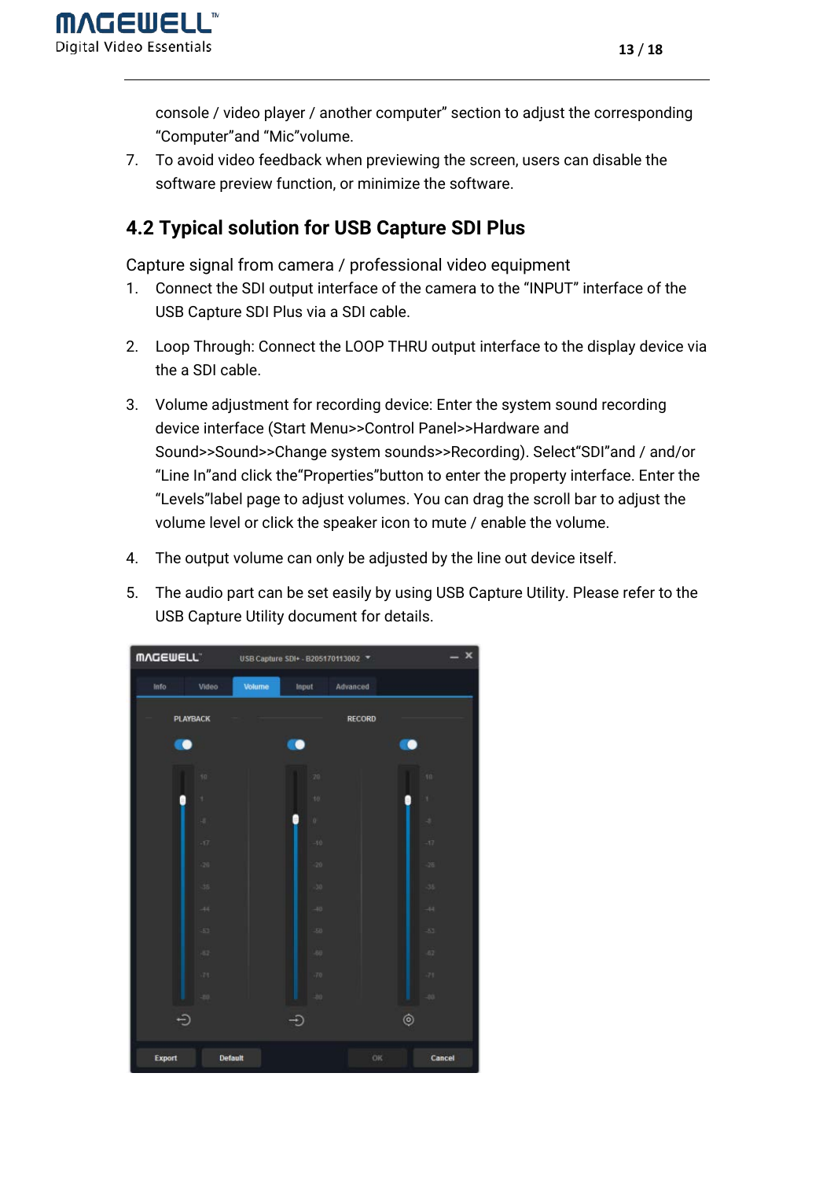console / video player / another computer" section to adjust the corresponding "Computer"and "Mic"volume.

7. To avoid video feedback when previewing the screen, users can disable the software preview function, or minimize the software.

## 4.2 Typical solution for USB Capture SDI Plus

Capture signal from camera / professional video equipment

1. Connect the SDI output interface of the camera to the "INPUT" interface of the USB Capture SDI Plus via a SDI cable.

2. Loop Through: Connect the LOOP THRU output interface to the display device via the a SDI cable.

3. Volume adjustment for recording device: Enter the system sound recording device interface (Start Menu>>Control Panel>>Hardware and Sound>>Sound>>Change system sounds>>Recording). Select"SDI"and / and/or "Line In"and click the"Properties"button to enter the property interface. Enter the "Levels"label page to adjust volumes. You can drag the scroll bar to adjust the volume level or click the speaker icon to mute / enable the volume.

4. The output volume can only be adjusted by the line out device itself.

5. The audio part can be set easily by using USB Capture Utility. Please refer to the USB Capture Utility document for details.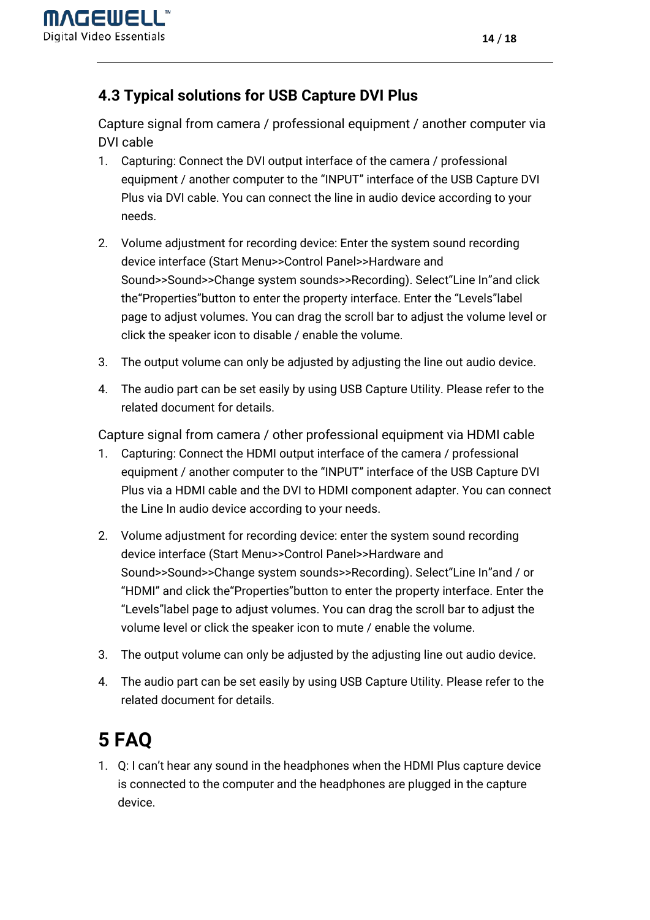## 4.3 Typical solutions for USB Capture DVI Plus

Capture signal from camera / professional equipment / another computer via DVI cable

1. Capturing: Connect the DVI output interface of the camera / professional equipment / another computer to the “INPUT” interface of the USB Capture DVI Plus via DVI cable. You can connect the line in audio device according to your needs.
2. Volume adjustment for recording device: Enter the system sound recording device interface (Start Menu>>Control Panel>>Hardware and Sound>>Sound>>Change system sounds>>Recording). Select“Line In”and click the“Properties”button to enter the property interface. Enter the “Levels”label page to adjust volumes. You can drag the scroll bar to adjust the volume level or click the speaker icon to disable / enable the volume.
3. The output volume can only be adjusted by adjusting the line out audio device.
4. The audio part can be set easily by using USB Capture Utility. Please refer to the related document for details.

Capture signal from camera / other professional equipment via HDMI cable

1. Capturing: Connect the HDMI output interface of the camera / professional equipment / another computer to the “INPUT” interface of the USB Capture DVI Plus via a HDMI cable and the DVI to HDMI component adapter. You can connect the Line In audio device according to your needs.
2. Volume adjustment for recording device: enter the system sound recording device interface (Start Menu>>Control Panel>>Hardware and Sound>>Sound>>Change system sounds>>Recording). Select“Line In”and / or “HDMI” and click the“Properties”button to enter the property interface. Enter the “Levels”label page to adjust volumes. You can drag the scroll bar to adjust the volume level or click the speaker icon to mute / enable the volume.
3. The output volume can only be adjusted by the adjusting line out audio device.
4. The audio part can be set easily by using USB Capture Utility. Please refer to the related document for details.

# 5 FAQ

1. Q: I can’t hear any sound in the headphones when the HDMI Plus capture device is connected to the computer and the headphones are plugged in the capture device.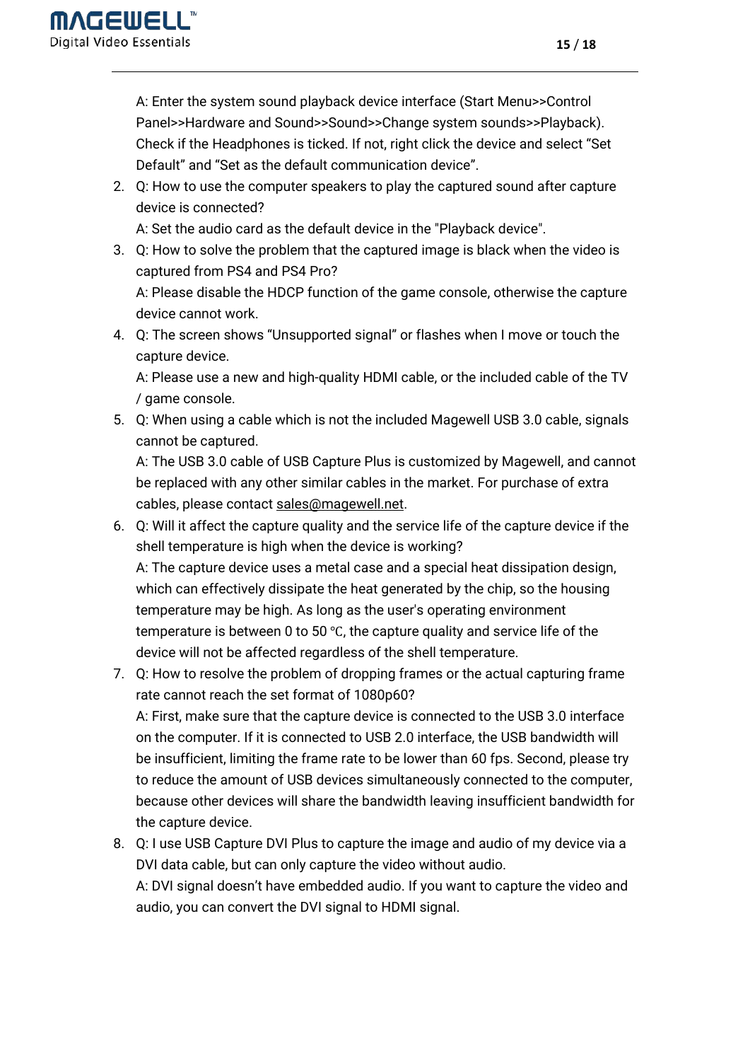A: Enter the system sound playback device interface (Start Menu>>Control Panel>>Hardware and Sound>>Sound>>Change system sounds>>Playback). Check if the Headphones is ticked. If not, right click the device and select “Set Default” and “Set as the default communication device”.

2. Q: How to use the computer speakers to play the captured sound after capture device is connected?

   A: Set the audio card as the default device in the "Playback device".

3. Q: How to solve the problem that the captured image is black when the video is captured from PS4 and PS4 Pro?

   A: Please disable the HDCP function of the game console, otherwise the capture device cannot work.

4. Q: The screen shows “Unsupported signal” or flashes when I move or touch the capture device.

   A: Please use a new and high-quality HDMI cable, or the included cable of the TV / game console.

5. Q: When using a cable which is not the included Magewell USB 3.0 cable, signals cannot be captured.

   A: The USB 3.0 cable of USB Capture Plus is customized by Magewell, and cannot be replaced with any other similar cables in the market. For purchase of extra cables, please contact sales@magewell.net.

6. Q: Will it affect the capture quality and the service life of the capture device if the shell temperature is high when the device is working?

   A: The capture device uses a metal case and a special heat dissipation design, which can effectively dissipate the heat generated by the chip, so the housing temperature may be high. As long as the user's operating environment temperature is between 0 to 50 ℃, the capture quality and service life of the device will not be affected regardless of the shell temperature.

7. Q: How to resolve the problem of dropping frames or the actual capturing frame rate cannot reach the set format of 1080p60?

   A: First, make sure that the capture device is connected to the USB 3.0 interface on the computer. If it is connected to USB 2.0 interface, the USB bandwidth will be insufficient, limiting the frame rate to be lower than 60 fps. Second, please try to reduce the amount of USB devices simultaneously connected to the computer, because other devices will share the bandwidth leaving insufficient bandwidth for the capture device.

8. Q: I use USB Capture DVI Plus to capture the image and audio of my device via a DVI data cable, but can only capture the video without audio.

   A: DVI signal doesn’t have embedded audio. If you want to capture the video and audio, you can convert the DVI signal to HDMI signal.